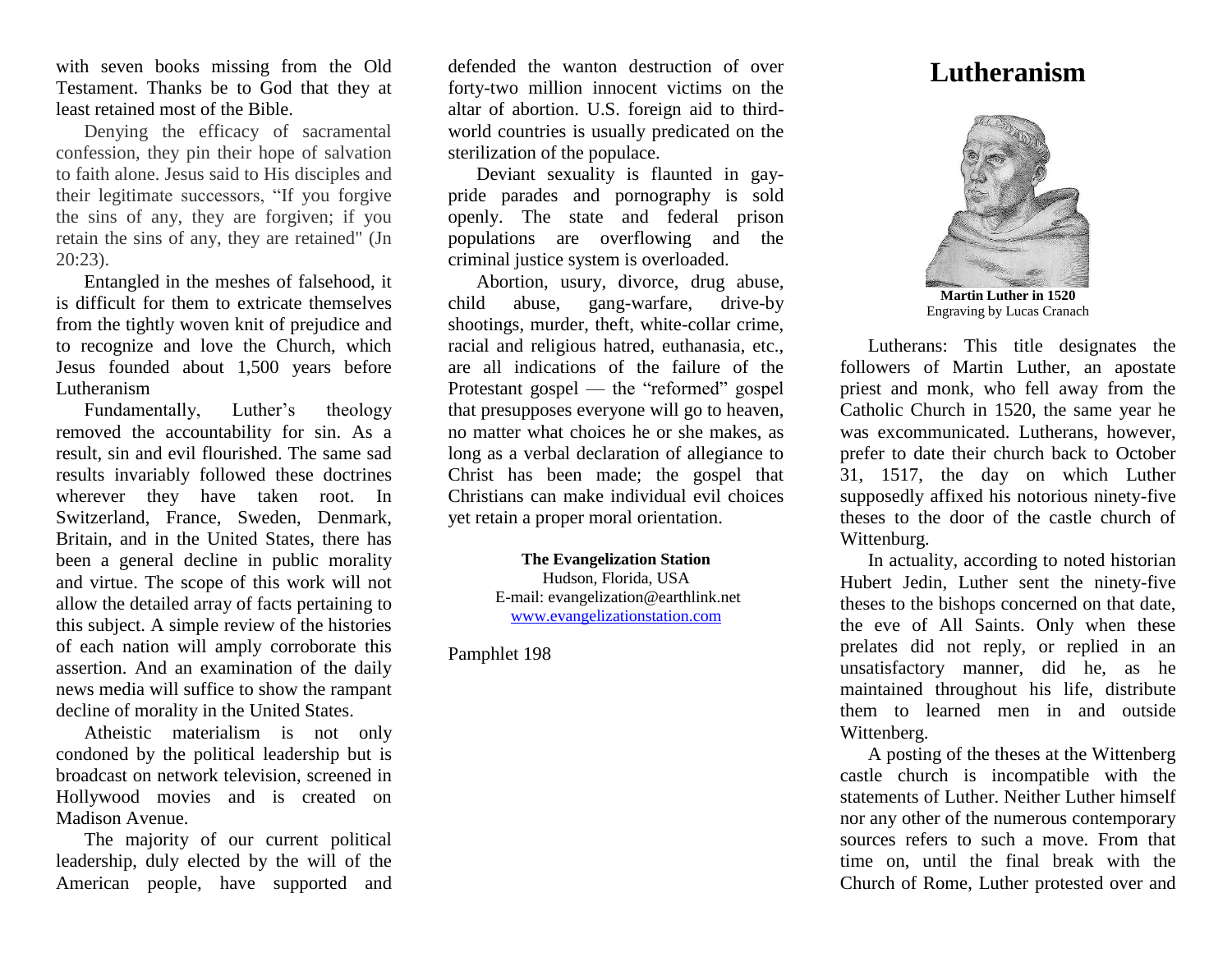with seven books missing from the Old Testament. Thanks be to God that they at least retained most of the Bible.

Denying the efficacy of sacramental confession, they pin their hope of salvation to faith alone. Jesus said to His disciples and their legitimate successors, "If you forgive the sins of any, they are forgiven; if you retain the sins of any, they are retained" (Jn 20:23).

Entangled in the meshes of falsehood, it is difficult for them to extricate themselves from the tightly woven knit of prejudice and to recognize and love the Church, which Jesus founded about 1,500 years before Lutheranism

Fundamentally, Luther's theology removed the accountability for sin. As a result, sin and evil flourished. The same sad results invariably followed these doctrines wherever they have taken root. In Switzerland, France, Sweden, Denmark, Britain, and in the United States, there has been a general decline in public morality and virtue. The scope of this work will not allow the detailed array of facts pertaining to this subject. A simple review of the histories of each nation will amply corroborate this assertion. And an examination of the daily news media will suffice to show the rampant decline of morality in the United States.

Atheistic materialism is not only condoned by the political leadership but is broadcast on network television, screened in Hollywood movies and is created on Madison Avenue.

The majority of our current political leadership, duly elected by the will of the American people, have supported and defended the wanton destruction of over forty-two million innocent victims on the altar of abortion. U.S. foreign aid to third-world countries is usually predicated on the sterilization of the populace.

Deviant sexuality is flaunted in gay-pride parades and pornography is sold openly. The state and federal prison populations are overflowing and the criminal justice system is overloaded.

Abortion, usury, divorce, drug abuse, child abuse, gang-warfare, drive-by shootings, murder, theft, white-collar crime, racial and religious hatred, euthanasia, etc., are all indications of the failure of the Protestant gospel — the "reformed" gospel that presupposes everyone will go to heaven, no matter what choices he or she makes, as long as a verbal declaration of allegiance to Christ has been made; the gospel that Christians can make individual evil choices yet retain a proper moral orientation.

**The Evangelization Station**
Hudson, Florida, USA
E-mail: evangelization@earthlink.net
[www.evangelizationstation.com](http://www.evangelizationstation.com)

Pamphlet 198

# Lutheranism

**Martin Luther in 1520**
Engraving by Lucas Cranach

Lutherans: This title designates the followers of Martin Luther, an apostate priest and monk, who fell away from the Catholic Church in 1520, the same year he was excommunicated. Lutherans, however, prefer to date their church back to October 31, 1517, the day on which Luther supposedly affixed his notorious ninety-five theses to the door of the castle church of Wittenburg.

In actuality, according to noted historian Hubert Jedin, Luther sent the ninety-five theses to the bishops concerned on that date, the eve of All Saints. Only when these prelates did not reply, or replied in an unsatisfactory manner, did he, as he maintained throughout his life, distribute them to learned men in and outside Wittenberg.

A posting of the theses at the Wittenberg castle church is incompatible with the statements of Luther. Neither Luther himself nor any other of the numerous contemporary sources refers to such a move. From that time on, until the final break with the Church of Rome, Luther protested over and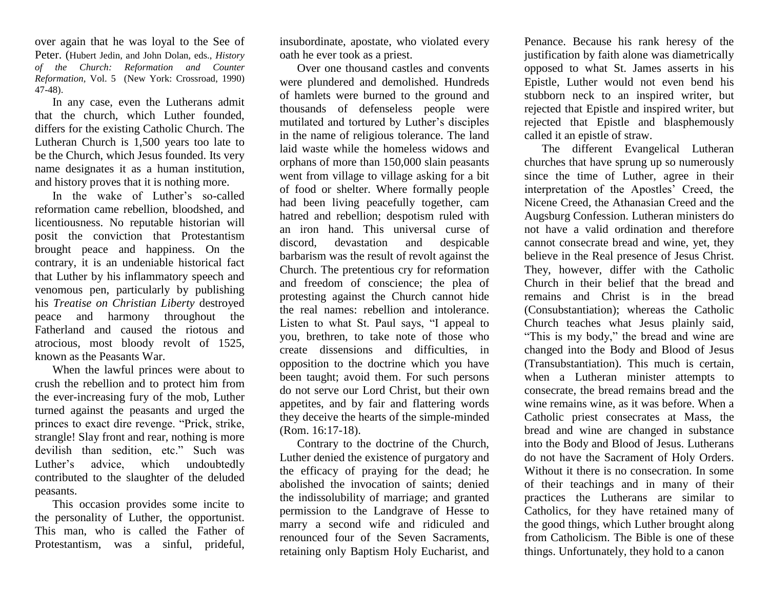over again that he was loyal to the See of Peter. (Hubert Jedin, and John Dolan, eds., *History of the Church: Reformation and Counter Reformation,* Vol. 5 (New York: Crossroad, 1990) 47-48).

In any case, even the Lutherans admit that the church, which Luther founded, differs for the existing Catholic Church. The Lutheran Church is 1,500 years too late to be the Church, which Jesus founded. Its very name designates it as a human institution, and history proves that it is nothing more.

In the wake of Luther's so-called reformation came rebellion, bloodshed, and licentiousness. No reputable historian will posit the conviction that Protestantism brought peace and happiness. On the contrary, it is an undeniable historical fact that Luther by his inflammatory speech and venomous pen, particularly by publishing his *Treatise on Christian Liberty* destroyed peace and harmony throughout the Fatherland and caused the riotous and atrocious, most bloody revolt of 1525, known as the Peasants War.

When the lawful princes were about to crush the rebellion and to protect him from the ever-increasing fury of the mob, Luther turned against the peasants and urged the princes to exact dire revenge. "Prick, strike, strangle! Slay front and rear, nothing is more devilish than sedition, etc." Such was Luther's advice, which undoubtedly contributed to the slaughter of the deluded peasants.

This occasion provides some incite to the personality of Luther, the opportunist. This man, who is called the Father of Protestantism, was a sinful, prideful, insubordinate, apostate, who violated every oath he ever took as a priest.

Over one thousand castles and convents were plundered and demolished. Hundreds of hamlets were burned to the ground and thousands of defenseless people were mutilated and tortured by Luther's disciples in the name of religious tolerance. The land laid waste while the homeless widows and orphans of more than 150,000 slain peasants went from village to village asking for a bit of food or shelter. Where formally people had been living peacefully together, cam hatred and rebellion; despotism ruled with an iron hand. This universal curse of discord, devastation and despicable barbarism was the result of revolt against the Church. The pretentious cry for reformation and freedom of conscience; the plea of protesting against the Church cannot hide the real names: rebellion and intolerance. Listen to what St. Paul says, "I appeal to you, brethren, to take note of those who create dissensions and difficulties, in opposition to the doctrine which you have been taught; avoid them. For such persons do not serve our Lord Christ, but their own appetites, and by fair and flattering words they deceive the hearts of the simple-minded (Rom. 16:17-18).

Contrary to the doctrine of the Church, Luther denied the existence of purgatory and the efficacy of praying for the dead; he abolished the invocation of saints; denied the indissolubility of marriage; and granted permission to the Landgrave of Hesse to marry a second wife and ridiculed and renounced four of the Seven Sacraments, retaining only Baptism Holy Eucharist, and Penance. Because his rank heresy of the justification by faith alone was diametrically opposed to what St. James asserts in his Epistle, Luther would not even bend his stubborn neck to an inspired writer, but rejected that Epistle and inspired writer, but rejected that Epistle and blasphemously called it an epistle of straw.

The different Evangelical Lutheran churches that have sprung up so numerously since the time of Luther, agree in their interpretation of the Apostles' Creed, the Nicene Creed, the Athanasian Creed and the Augsburg Confession. Lutheran ministers do not have a valid ordination and therefore cannot consecrate bread and wine, yet, they believe in the Real presence of Jesus Christ. They, however, differ with the Catholic Church in their belief that the bread and remains and Christ is in the bread (Consubstantiation); whereas the Catholic Church teaches what Jesus plainly said, "This is my body," the bread and wine are changed into the Body and Blood of Jesus (Transubstantiation). This much is certain, when a Lutheran minister attempts to consecrate, the bread remains bread and the wine remains wine, as it was before. When a Catholic priest consecrates at Mass, the bread and wine are changed in substance into the Body and Blood of Jesus. Lutherans do not have the Sacrament of Holy Orders. Without it there is no consecration. In some of their teachings and in many of their practices the Lutherans are similar to Catholics, for they have retained many of the good things, which Luther brought along from Catholicism. The Bible is one of these things. Unfortunately, they hold to a canon